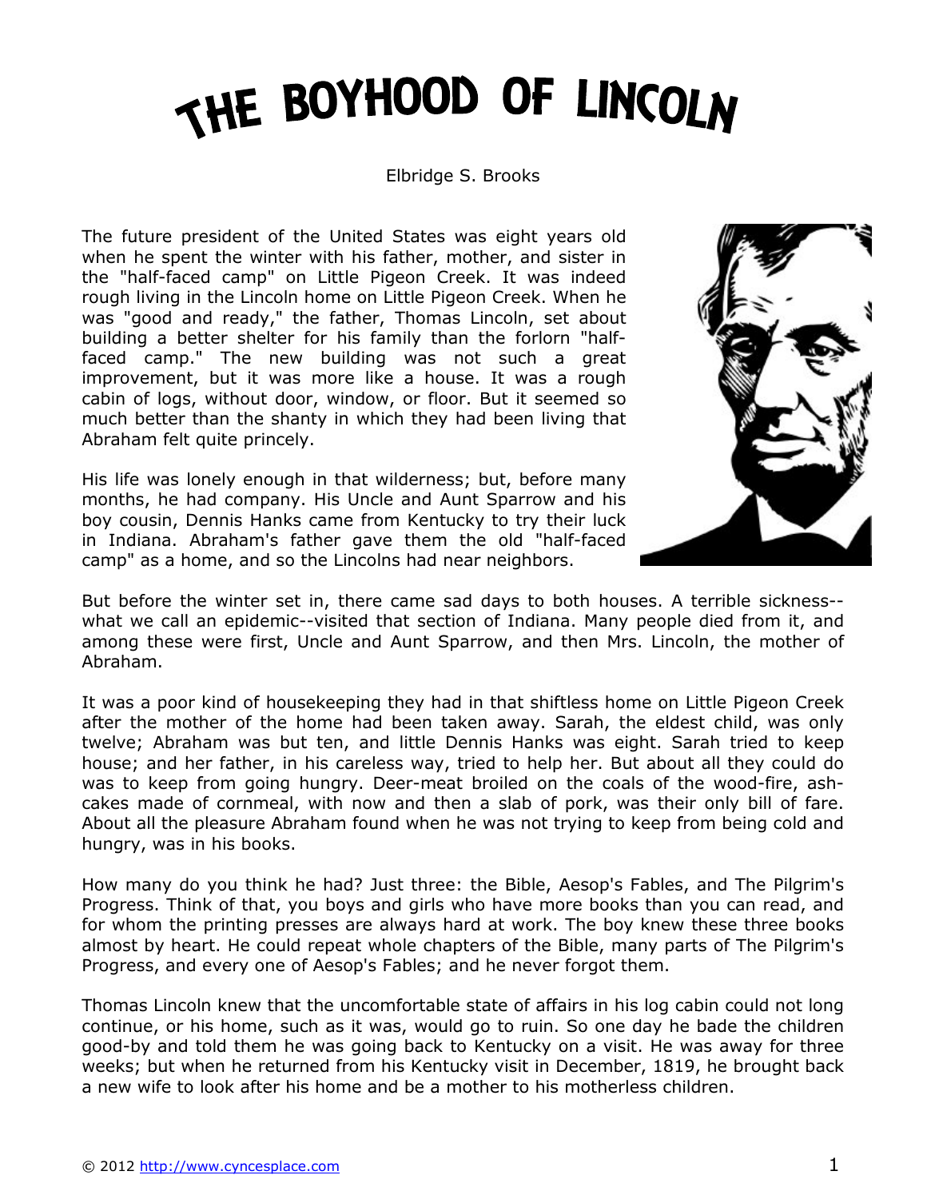# THE BOYHOOD OF LINCOLN

Elbridge S. Brooks

The future president of the United States was eight years old when he spent the winter with his father, mother, and sister in the "half-faced camp" on Little Pigeon Creek. It was indeed rough living in the Lincoln home on Little Pigeon Creek. When he was "good and ready," the father, Thomas Lincoln, set about building a better shelter for his family than the forlorn "half-faced camp." The new building was not such a great improvement, but it was more like a house. It was a rough cabin of logs, without door, window, or floor. But it seemed so much better than the shanty in which they had been living that Abraham felt quite princely.

His life was lonely enough in that wilderness; but, before many months, he had company. His Uncle and Aunt Sparrow and his boy cousin, Dennis Hanks came from Kentucky to try their luck in Indiana. Abraham's father gave them the old "half-faced camp" as a home, and so the Lincolns had near neighbors.

But before the winter set in, there came sad days to both houses. A terrible sickness--what we call an epidemic--visited that section of Indiana. Many people died from it, and among these were first, Uncle and Aunt Sparrow, and then Mrs. Lincoln, the mother of Abraham.

It was a poor kind of housekeeping they had in that shiftless home on Little Pigeon Creek after the mother of the home had been taken away. Sarah, the eldest child, was only twelve; Abraham was but ten, and little Dennis Hanks was eight. Sarah tried to keep house; and her father, in his careless way, tried to help her. But about all they could do was to keep from going hungry. Deer-meat broiled on the coals of the wood-fire, ash-cakes made of cornmeal, with now and then a slab of pork, was their only bill of fare. About all the pleasure Abraham found when he was not trying to keep from being cold and hungry, was in his books.

How many do you think he had? Just three: the Bible, Aesop's Fables, and The Pilgrim's Progress. Think of that, you boys and girls who have more books than you can read, and for whom the printing presses are always hard at work. The boy knew these three books almost by heart. He could repeat whole chapters of the Bible, many parts of The Pilgrim's Progress, and every one of Aesop's Fables; and he never forgot them.

Thomas Lincoln knew that the uncomfortable state of affairs in his log cabin could not long continue, or his home, such as it was, would go to ruin. So one day he bade the children good-by and told them he was going back to Kentucky on a visit. He was away for three weeks; but when he returned from his Kentucky visit in December, 1819, he brought back a new wife to look after his home and be a mother to his motherless children.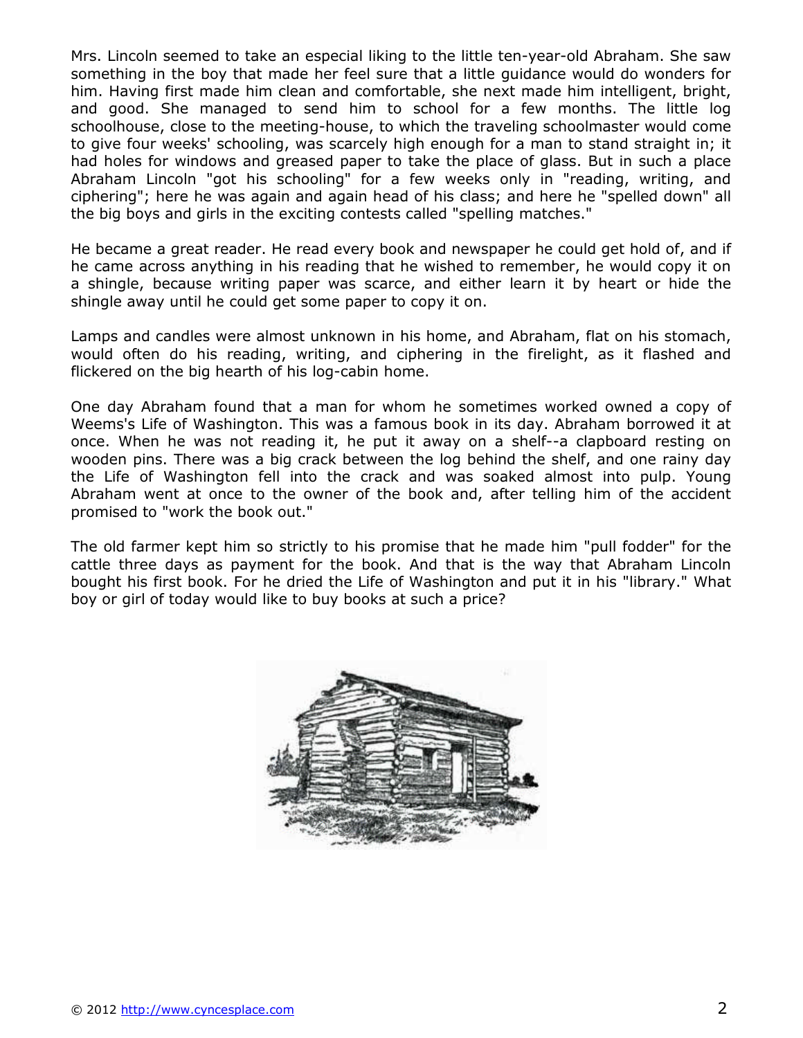Mrs. Lincoln seemed to take an especial liking to the little ten-year-old Abraham. She saw something in the boy that made her feel sure that a little guidance would do wonders for him. Having first made him clean and comfortable, she next made him intelligent, bright, and good. She managed to send him to school for a few months. The little log schoolhouse, close to the meeting-house, to which the traveling schoolmaster would come to give four weeks' schooling, was scarcely high enough for a man to stand straight in; it had holes for windows and greased paper to take the place of glass. But in such a place Abraham Lincoln "got his schooling" for a few weeks only in "reading, writing, and ciphering"; here he was again and again head of his class; and here he "spelled down" all the big boys and girls in the exciting contests called "spelling matches."

He became a great reader. He read every book and newspaper he could get hold of, and if he came across anything in his reading that he wished to remember, he would copy it on a shingle, because writing paper was scarce, and either learn it by heart or hide the shingle away until he could get some paper to copy it on.

Lamps and candles were almost unknown in his home, and Abraham, flat on his stomach, would often do his reading, writing, and ciphering in the firelight, as it flashed and flickered on the big hearth of his log-cabin home.

One day Abraham found that a man for whom he sometimes worked owned a copy of Weems's Life of Washington. This was a famous book in its day. Abraham borrowed it at once. When he was not reading it, he put it away on a shelf--a clapboard resting on wooden pins. There was a big crack between the log behind the shelf, and one rainy day the Life of Washington fell into the crack and was soaked almost into pulp. Young Abraham went at once to the owner of the book and, after telling him of the accident promised to "work the book out."

The old farmer kept him so strictly to his promise that he made him "pull fodder" for the cattle three days as payment for the book. And that is the way that Abraham Lincoln bought his first book. For he dried the Life of Washington and put it in his "library." What boy or girl of today would like to buy books at such a price?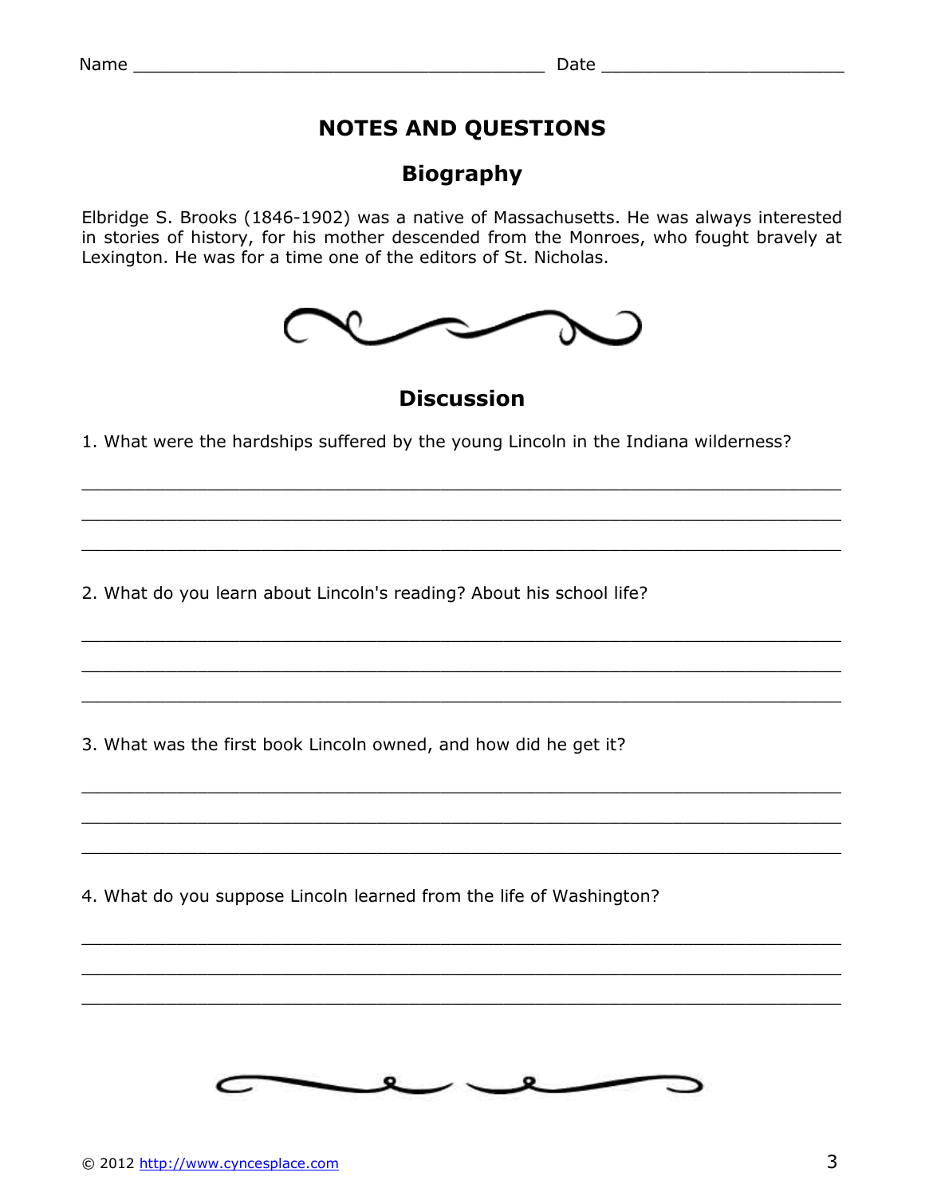Name ________________________________________ Date ________________________

# NOTES AND QUESTIONS

## Biography

Elbridge S. Brooks (1846-1902) was a native of Massachusetts. He was always interested in stories of history, for his mother descended from the Monroes, who fought bravely at Lexington. He was for a time one of the editors of St. Nicholas.

## Discussion

1. What were the hardships suffered by the young Lincoln in the Indiana wilderness?

___________________________________________________________________________

___________________________________________________________________________

___________________________________________________________________________

2. What do you learn about Lincoln's reading? About his school life?

___________________________________________________________________________

___________________________________________________________________________

___________________________________________________________________________

3. What was the first book Lincoln owned, and how did he get it?

___________________________________________________________________________

___________________________________________________________________________

___________________________________________________________________________

4. What do you suppose Lincoln learned from the life of Washington?

___________________________________________________________________________

___________________________________________________________________________

___________________________________________________________________________

© 2012 http://www.cyncesplace.com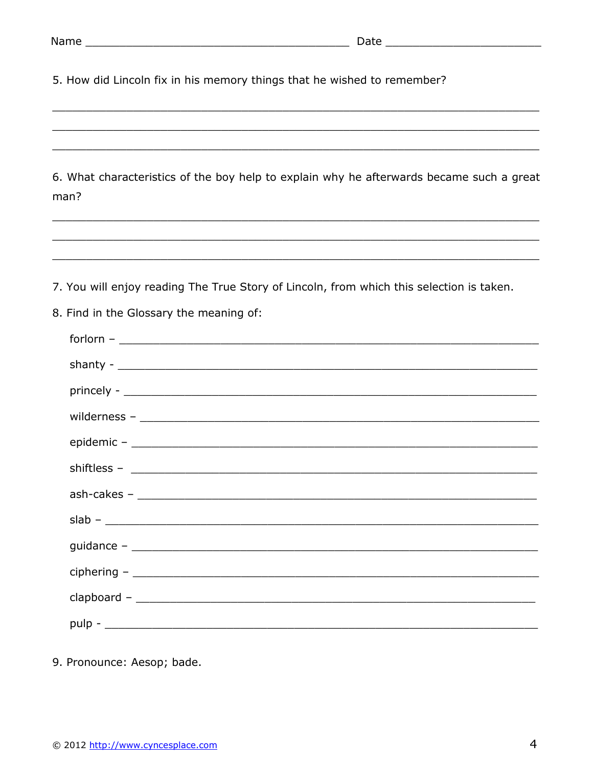Name ________________________________________ Date ________________________

5. How did Lincoln fix in his memory things that he wished to remember?

___________________________________________________________________________

___________________________________________________________________________

___________________________________________________________________________

6. What characteristics of the boy help to explain why he afterwards became such a great man?

___________________________________________________________________________

___________________________________________________________________________

___________________________________________________________________________

7. You will enjoy reading The True Story of Lincoln, from which this selection is taken.

8. Find in the Glossary the meaning of:

forlorn – ________________________________________________________________

shanty - ________________________________________________________________

princely - _______________________________________________________________

wilderness – _____________________________________________________________

epidemic – ______________________________________________________________

shiftless – ______________________________________________________________

ash-cakes – _____________________________________________________________

slab – __________________________________________________________________

guidance – ______________________________________________________________

ciphering – ______________________________________________________________

clapboard – _____________________________________________________________

pulp - __________________________________________________________________

9. Pronounce: Aesop; bade.

© 2012 http://www.cyncesplace.com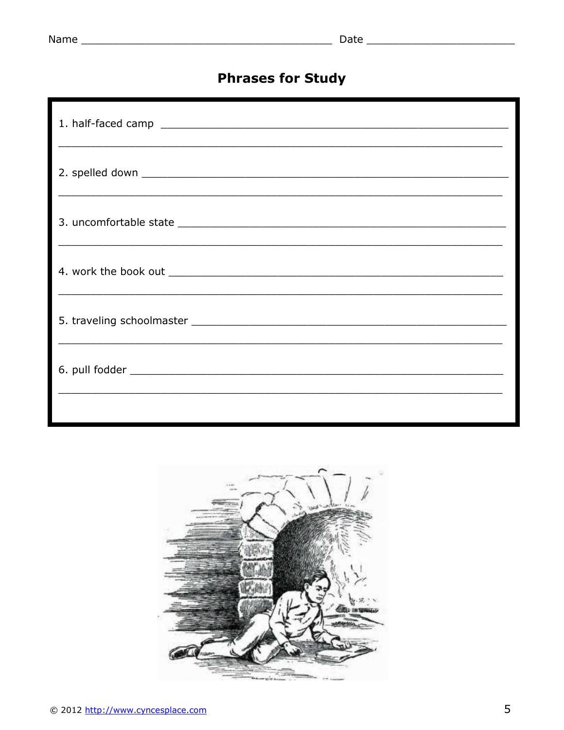Name ________________________________________ Date ________________________

## Phrases for Study

1. half-faced camp ________________________________________________________

_________________________________________________________________________

2. spelled down __________________________________________________________

_________________________________________________________________________

3. uncomfortable state ____________________________________________________

_________________________________________________________________________

4. work the book out ______________________________________________________

_________________________________________________________________________

5. traveling schoolmaster __________________________________________________

_________________________________________________________________________

6. pull fodder ___________________________________________________________

_________________________________________________________________________

© 2012 http://www.cyncesplace.com